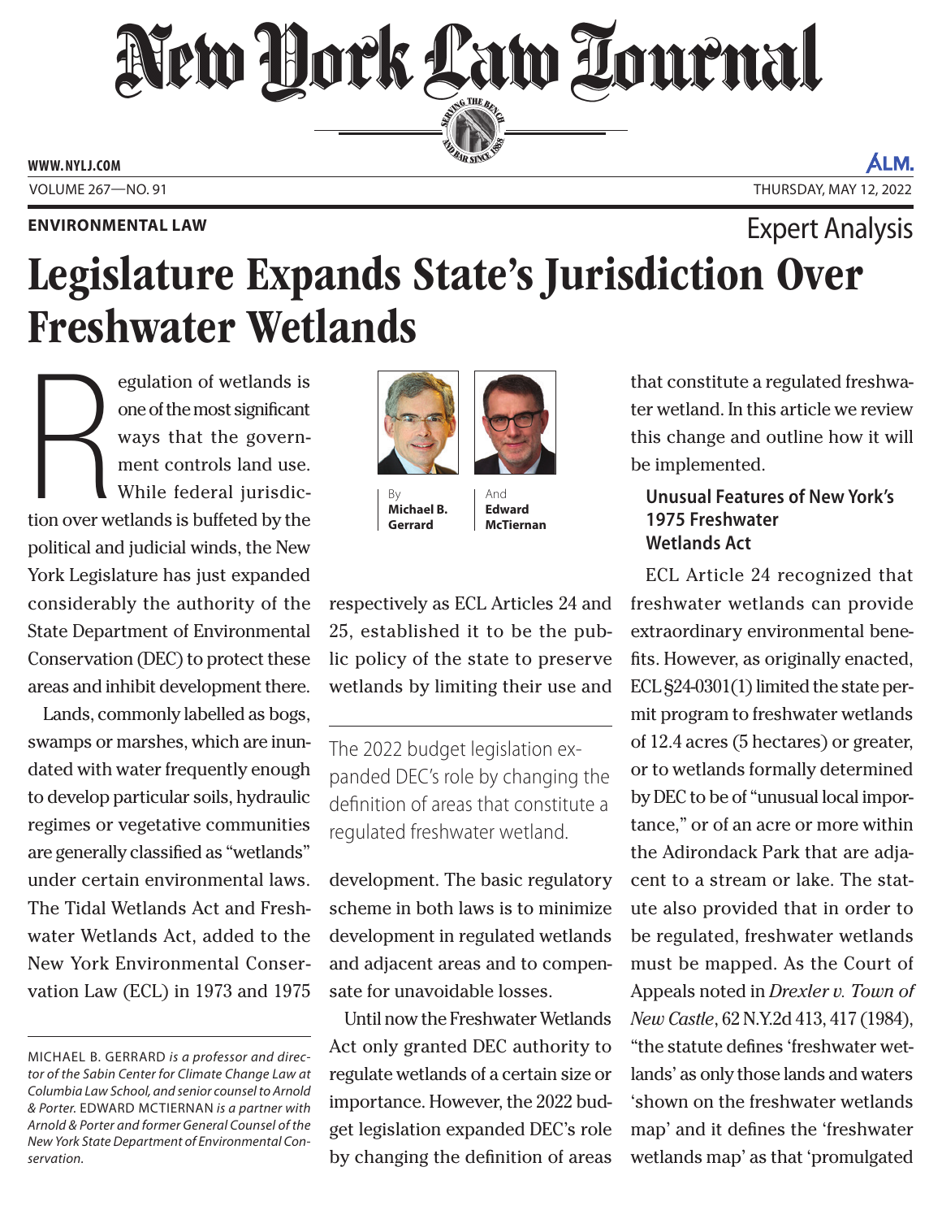ENVIRONMENTAL LAW

Expert Analysis

# Legislature Expands State's Jurisdiction Over Freshwater Wetlands

By **Michael B. Gerrard** And **Edward McTiernan**

Regulation of wetlands is one of the most significant ways that the government controls land use. While federal jurisdiction over wetlands is buffeted by the political and judicial winds, the New York Legislature has just expanded considerably the authority of the State Department of Environmental Conservation (DEC) to protect these areas and inhibit development there.

Lands, commonly labelled as bogs, swamps or marshes, which are inundated with water frequently enough to develop particular soils, hydraulic regimes or vegetative communities are generally classified as "wetlands" under certain environmental laws. The Tidal Wetlands Act and Freshwater Wetlands Act, added to the New York Environmental Conservation Law (ECL) in 1973 and 1975 respectively as ECL Articles 24 and 25, established it to be the public policy of the state to preserve wetlands by limiting their use and development. The basic regulatory scheme in both laws is to minimize development in regulated wetlands and adjacent areas and to compensate for unavoidable losses.

> The 2022 budget legislation expanded DEC's role by changing the definition of areas that constitute a regulated freshwater wetland.

Until now the Freshwater Wetlands Act only granted DEC authority to regulate wetlands of a certain size or importance. However, the 2022 budget legislation expanded DEC's role by changing the definition of areas that constitute a regulated freshwater wetland. In this article we review this change and outline how it will be implemented.

### Unusual Features of New York's 1975 Freshwater Wetlands Act

ECL Article 24 recognized that freshwater wetlands can provide extraordinary environmental benefits. However, as originally enacted, ECL §24-0301(1) limited the state permit program to freshwater wetlands of 12.4 acres (5 hectares) or greater, or to wetlands formally determined by DEC to be of "unusual local importance," or of an acre or more within the Adirondack Park that are adjacent to a stream or lake. The statute also provided that in order to be regulated, freshwater wetlands must be mapped. As the Court of Appeals noted in *Drexler v. Town of New Castle*, 62 N.Y.2d 413, 417 (1984), "the statute defines 'freshwater wetlands' as only those lands and waters 'shown on the freshwater wetlands map' and it defines the 'freshwater wetlands map' as that 'promulgated

---

MICHAEL B. GERRARD *is a professor and director of the Sabin Center for Climate Change Law at Columbia Law School, and senior counsel to Arnold & Porter.* EDWARD MCTIERNAN *is a partner with Arnold & Porter and former General Counsel of the New York State Department of Environmental Conservation.*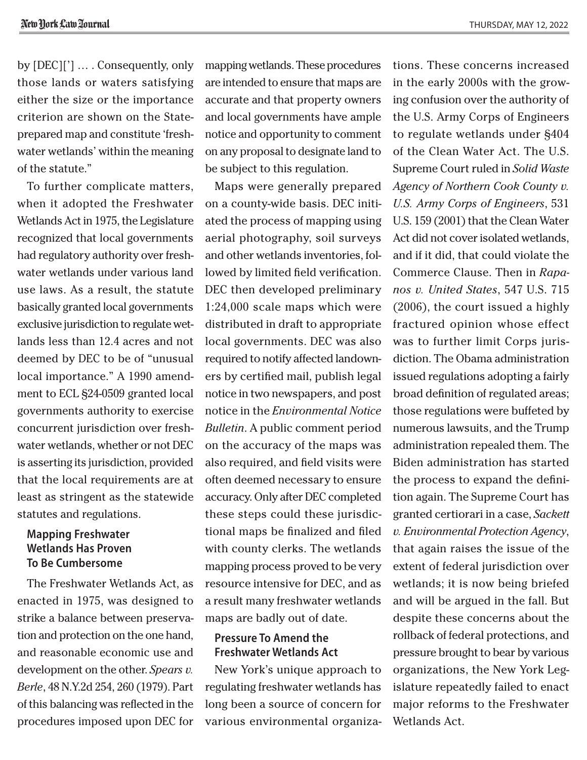by [DEC][’] … . Consequently, only those lands or waters satisfying either the size or the importance criterion are shown on the State-prepared map and constitute ‘freshwater wetlands’ within the meaning of the statute.”

To further complicate matters, when it adopted the Freshwater Wetlands Act in 1975, the Legislature recognized that local governments had regulatory authority over freshwater wetlands under various land use laws. As a result, the statute basically granted local governments exclusive jurisdiction to regulate wetlands less than 12.4 acres and not deemed by DEC to be of “unusual local importance.” A 1990 amendment to ECL §24-0509 granted local governments authority to exercise concurrent jurisdiction over freshwater wetlands, whether or not DEC is asserting its jurisdiction, provided that the local requirements are at least as stringent as the statewide statutes and regulations.

### Mapping Freshwater Wetlands Has Proven To Be Cumbersome

The Freshwater Wetlands Act, as enacted in 1975, was designed to strike a balance between preservation and protection on the one hand, and reasonable economic use and development on the other. *Spears v. Berle*, 48 N.Y.2d 254, 260 (1979). Part of this balancing was reflected in the procedures imposed upon DEC for mapping wetlands. These procedures are intended to ensure that maps are accurate and that property owners and local governments have ample notice and opportunity to comment on any proposal to designate land to be subject to this regulation.

Maps were generally prepared on a county-wide basis. DEC initiated the process of mapping using aerial photography, soil surveys and other wetlands inventories, followed by limited field verification. DEC then developed preliminary 1:24,000 scale maps which were distributed in draft to appropriate local governments. DEC was also required to notify affected landowners by certified mail, publish legal notice in two newspapers, and post notice in the *Environmental Notice Bulletin*. A public comment period on the accuracy of the maps was also required, and field visits were often deemed necessary to ensure accuracy. Only after DEC completed these steps could these jurisdictional maps be finalized and filed with county clerks. The wetlands mapping process proved to be very resource intensive for DEC, and as a result many freshwater wetlands maps are badly out of date.

### Pressure To Amend the Freshwater Wetlands Act

New York’s unique approach to regulating freshwater wetlands has long been a source of concern for various environmental organizations. These concerns increased in the early 2000s with the growing confusion over the authority of the U.S. Army Corps of Engineers to regulate wetlands under §404 of the Clean Water Act. The U.S. Supreme Court ruled in *Solid Waste Agency of Northern Cook County v. U.S. Army Corps of Engineers*, 531 U.S. 159 (2001) that the Clean Water Act did not cover isolated wetlands, and if it did, that could violate the Commerce Clause. Then in *Rapanos v. United States*, 547 U.S. 715 (2006), the court issued a highly fractured opinion whose effect was to further limit Corps jurisdiction. The Obama administration issued regulations adopting a fairly broad definition of regulated areas; those regulations were buffeted by numerous lawsuits, and the Trump administration repealed them. The Biden administration has started the process to expand the definition again. The Supreme Court has granted certiorari in a case, *Sackett v. Environmental Protection Agency*, that again raises the issue of the extent of federal jurisdiction over wetlands; it is now being briefed and will be argued in the fall. But despite these concerns about the rollback of federal protections, and pressure brought to bear by various organizations, the New York Legislature repeatedly failed to enact major reforms to the Freshwater Wetlands Act.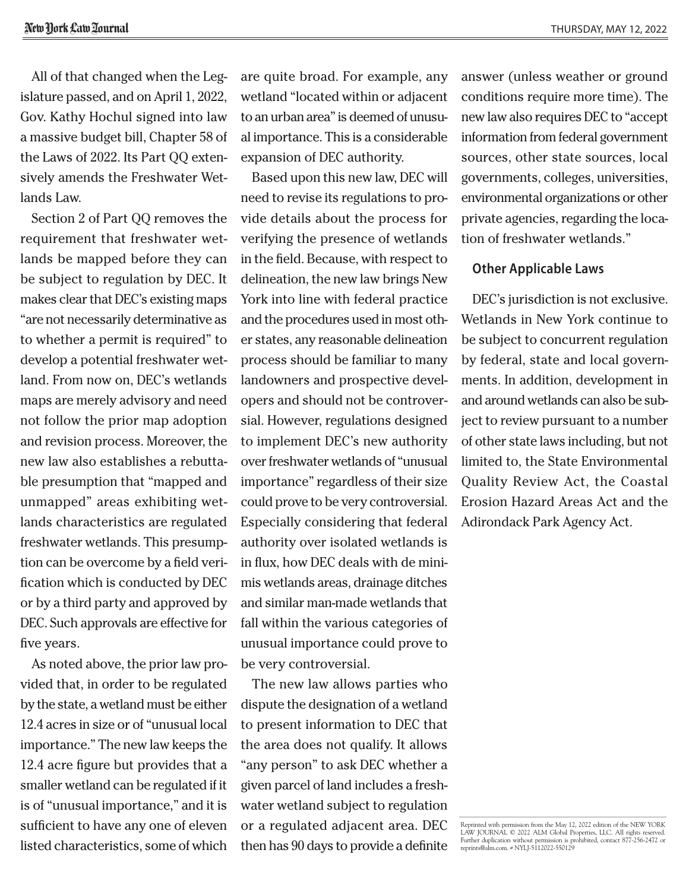All of that changed when the Legislature passed, and on April 1, 2022, Gov. Kathy Hochul signed into law a massive budget bill, Chapter 58 of the Laws of 2022. Its Part QQ extensively amends the Freshwater Wetlands Law.

Section 2 of Part QQ removes the requirement that freshwater wetlands be mapped before they can be subject to regulation by DEC. It makes clear that DEC's existing maps "are not necessarily determinative as to whether a permit is required" to develop a potential freshwater wetland. From now on, DEC's wetlands maps are merely advisory and need not follow the prior map adoption and revision process. Moreover, the new law also establishes a rebuttable presumption that "mapped and unmapped" areas exhibiting wetlands characteristics are regulated freshwater wetlands. This presumption can be overcome by a field verification which is conducted by DEC or by a third party and approved by DEC. Such approvals are effective for five years.

As noted above, the prior law provided that, in order to be regulated by the state, a wetland must be either 12.4 acres in size or of "unusual local importance." The new law keeps the 12.4 acre figure but provides that a smaller wetland can be regulated if it is of "unusual importance," and it is sufficient to have any one of eleven listed characteristics, some of which are quite broad. For example, any wetland "located within or adjacent to an urban area" is deemed of unusual importance. This is a considerable expansion of DEC authority.

Based upon this new law, DEC will need to revise its regulations to provide details about the process for verifying the presence of wetlands in the field. Because, with respect to delineation, the new law brings New York into line with federal practice and the procedures used in most other states, any reasonable delineation process should be familiar to many landowners and prospective developers and should not be controversial. However, regulations designed to implement DEC's new authority over freshwater wetlands of "unusual importance" regardless of their size could prove to be very controversial. Especially considering that federal authority over isolated wetlands is in flux, how DEC deals with de minimis wetlands areas, drainage ditches and similar man-made wetlands that fall within the various categories of unusual importance could prove to be very controversial.

The new law allows parties who dispute the designation of a wetland to present information to DEC that the area does not qualify. It allows "any person" to ask DEC whether a given parcel of land includes a freshwater wetland subject to regulation or a regulated adjacent area. DEC then has 90 days to provide a definite answer (unless weather or ground conditions require more time). The new law also requires DEC to "accept information from federal government sources, other state sources, local governments, colleges, universities, environmental organizations or other private agencies, regarding the location of freshwater wetlands."

## Other Applicable Laws

DEC's jurisdiction is not exclusive. Wetlands in New York continue to be subject to concurrent regulation by federal, state and local governments. In addition, development in and around wetlands can also be subject to review pursuant to a number of other state laws including, but not limited to, the State Environmental Quality Review Act, the Coastal Erosion Hazard Areas Act and the Adirondack Park Agency Act.

Reprinted with permission from the May 12, 2022 edition of the NEW YORK LAW JOURNAL © 2022 ALM Global Properties, LLC. All rights reserved. Further duplication without permission is prohibited, contact 877-256-2472 or reprints@alm.com. # NYLJ-5112022-550129